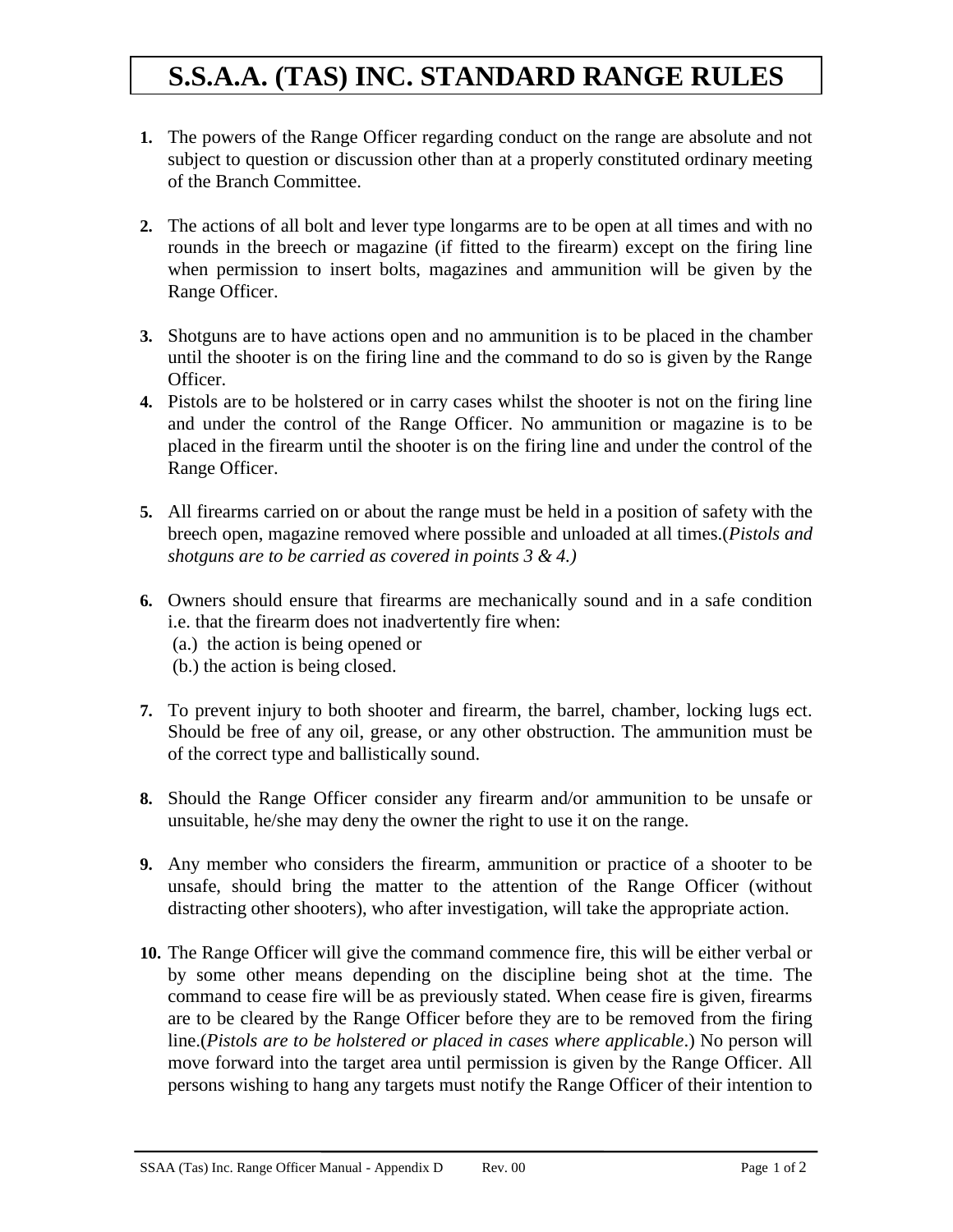# S.S.A.A. (TAS) INC. STANDARD RANGE RULES

1. The powers of the Range Officer regarding conduct on the range are absolute and not subject to question or discussion other than at a properly constituted ordinary meeting of the Branch Committee.

2. The actions of all bolt and lever type longarms are to be open at all times and with no rounds in the breech or magazine (if fitted to the firearm) except on the firing line when permission to insert bolts, magazines and ammunition will be given by the Range Officer.

3. Shotguns are to have actions open and no ammunition is to be placed in the chamber until the shooter is on the firing line and the command to do so is given by the Range Officer.

4. Pistols are to be holstered or in carry cases whilst the shooter is not on the firing line and under the control of the Range Officer. No ammunition or magazine is to be placed in the firearm until the shooter is on the firing line and under the control of the Range Officer.

5. All firearms carried on or about the range must be held in a position of safety with the breech open, magazine removed where possible and unloaded at all times.(*Pistols and shotguns are to be carried as covered in points 3 & 4.)*

6. Owners should ensure that firearms are mechanically sound and in a safe condition i.e. that the firearm does not inadvertently fire when:
   (a.) the action is being opened or
   (b.) the action is being closed.

7. To prevent injury to both shooter and firearm, the barrel, chamber, locking lugs ect. Should be free of any oil, grease, or any other obstruction. The ammunition must be of the correct type and ballistically sound.

8. Should the Range Officer consider any firearm and/or ammunition to be unsafe or unsuitable, he/she may deny the owner the right to use it on the range.

9. Any member who considers the firearm, ammunition or practice of a shooter to be unsafe, should bring the matter to the attention of the Range Officer (without distracting other shooters), who after investigation, will take the appropriate action.

10. The Range Officer will give the command commence fire, this will be either verbal or by some other means depending on the discipline being shot at the time. The command to cease fire will be as previously stated. When cease fire is given, firearms are to be cleared by the Range Officer before they are to be removed from the firing line.(*Pistols are to be holstered or placed in cases where applicable*.) No person will move forward into the target area until permission is given by the Range Officer. All persons wishing to hang any targets must notify the Range Officer of their intention to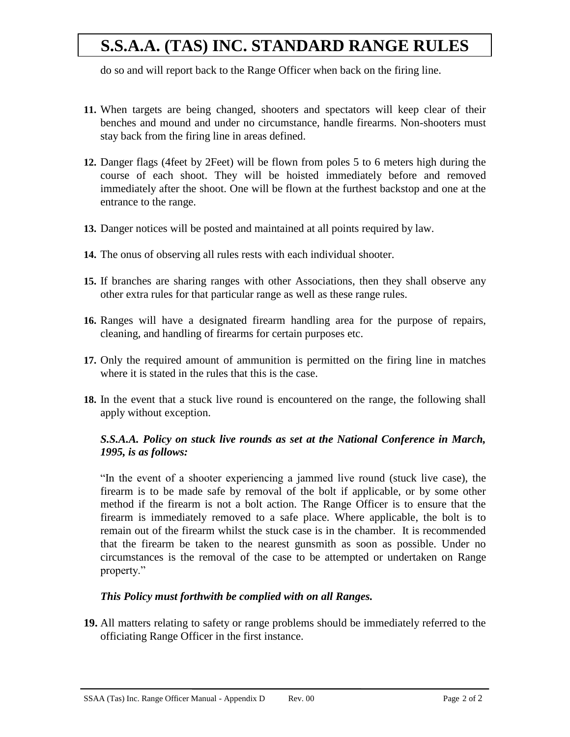do so and will report back to the Range Officer when back on the firing line.

11. When targets are being changed, shooters and spectators will keep clear of their benches and mound and under no circumstance, handle firearms. Non-shooters must stay back from the firing line in areas defined.

12. Danger flags (4feet by 2Feet) will be flown from poles 5 to 6 meters high during the course of each shoot. They will be hoisted immediately before and removed immediately after the shoot. One will be flown at the furthest backstop and one at the entrance to the range.

13. Danger notices will be posted and maintained at all points required by law.

14. The onus of observing all rules rests with each individual shooter.

15. If branches are sharing ranges with other Associations, then they shall observe any other extra rules for that particular range as well as these range rules.

16. Ranges will have a designated firearm handling area for the purpose of repairs, cleaning, and handling of firearms for certain purposes etc.

17. Only the required amount of ammunition is permitted on the firing line in matches where it is stated in the rules that this is the case.

18. In the event that a stuck live round is encountered on the range, the following shall apply without exception.

    ***S.S.A.A. Policy on stuck live rounds as set at the National Conference in March, 1995, is as follows:***

    "In the event of a shooter experiencing a jammed live round (stuck live case), the firearm is to be made safe by removal of the bolt if applicable, or by some other method if the firearm is not a bolt action. The Range Officer is to ensure that the firearm is immediately removed to a safe place. Where applicable, the bolt is to remain out of the firearm whilst the stuck case is in the chamber. It is recommended that the firearm be taken to the nearest gunsmith as soon as possible. Under no circumstances is the removal of the case to be attempted or undertaken on Range property."

    ***This Policy must forthwith be complied with on all Ranges.***

19. All matters relating to safety or range problems should be immediately referred to the officiating Range Officer in the first instance.